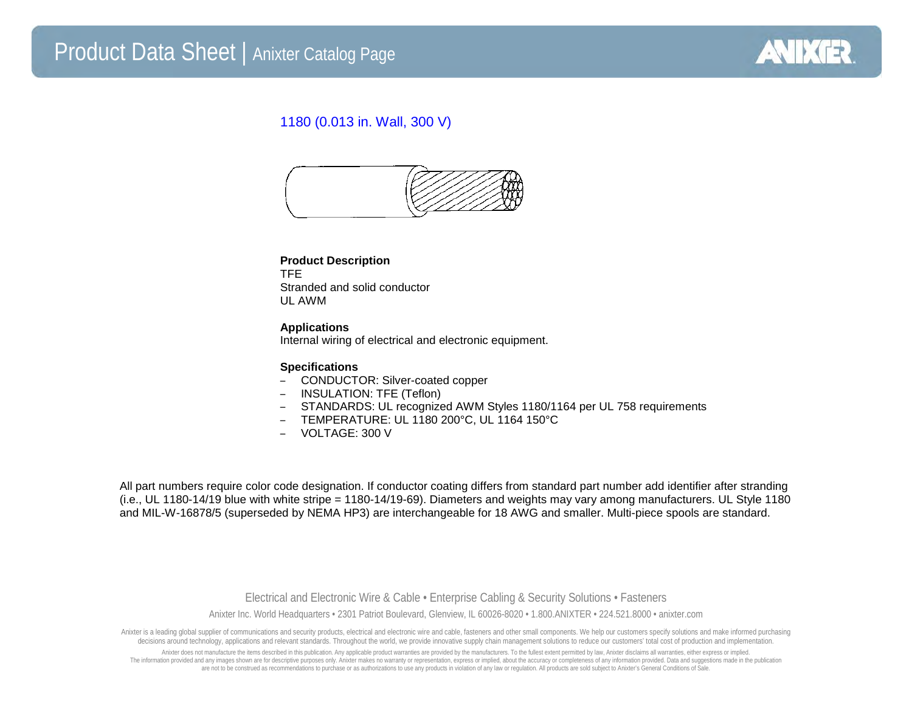# Product Data Sheet | Anixter Catalog Page

## 1180 (0.013 in. Wall, 300 V)

**Product Description**
TFE
Stranded and solid conductor
UL AWM

**Applications**
Internal wiring of electrical and electronic equipment.

**Specifications**

- CONDUCTOR: Silver-coated copper
- INSULATION: TFE (Teflon)
- STANDARDS: UL recognized AWM Styles 1180/1164 per UL 758 requirements
- TEMPERATURE: UL 1180 200°C, UL 1164 150°C
- VOLTAGE: 300 V

All part numbers require color code designation. If conductor coating differs from standard part number add identifier after stranding (i.e., UL 1180-14/19 blue with white stripe = 1180-14/19-69). Diameters and weights may vary among manufacturers. UL Style 1180 and MIL-W-16878/5 (superseded by NEMA HP3) are interchangeable for 18 AWG and smaller. Multi-piece spools are standard.

Electrical and Electronic Wire & Cable • Enterprise Cabling & Security Solutions • Fasteners

Anixter Inc. World Headquarters • 2301 Patriot Boulevard, Glenview, IL 60026-8020 • 1.800.ANIXTER • 224.521.8000 • anixter.com

Anixter is a leading global supplier of communications and security products, electrical and electronic wire and cable, fasteners and other small components. We help our customers specify solutions and make informed purchasing decisions around technology, applications and relevant standards. Throughout the world, we provide innovative supply chain management solutions to reduce our customers' total cost of production and implementation.

Anixter does not manufacture the items described in this publication. Any applicable product warranties are provided by the manufacturers. To the fullest extent permitted by law, Anixter disclaims all warranties, either express or implied. The information provided and any images shown are for descriptive purposes only. Anixter makes no warranty or representation, express or implied, about the accuracy or completeness of any information provided. Data and suggestions made in the publication are not to be construed as recommendations to purchase or as authorizations to use any products in violation of any law or regulation. All products are sold subject to Anixter's General Conditions of Sale.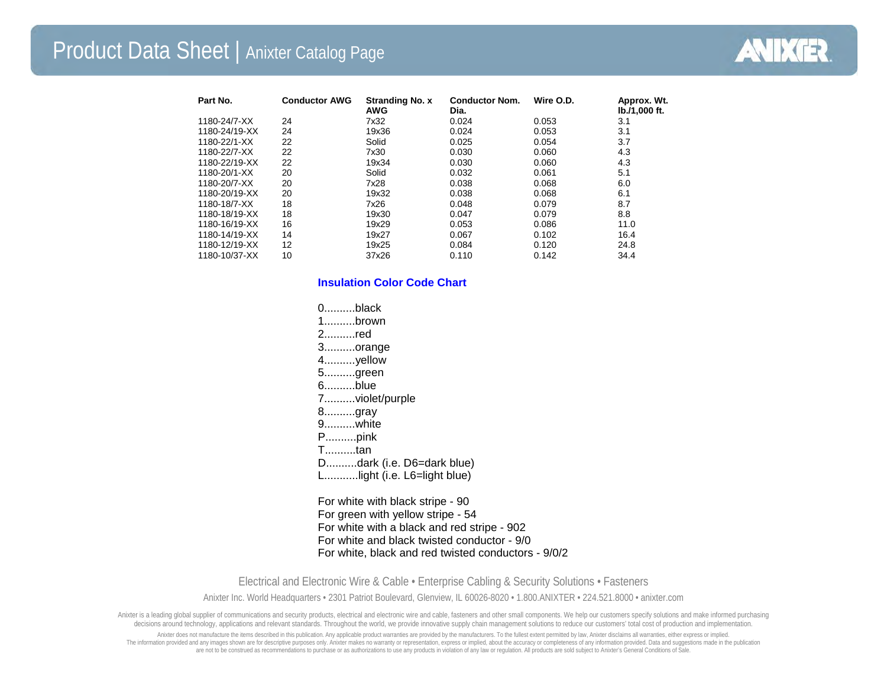| Part No. | Conductor AWG | Stranding No. x AWG | Conductor Nom. Dia. | Wire O.D. | Approx. Wt. lb./1,000 ft. |
|---|---|---|---|---|---|
| 1180-24/7-XX | 24 | 7x32 | 0.024 | 0.053 | 3.1 |
| 1180-24/19-XX | 24 | 19x36 | 0.024 | 0.053 | 3.1 |
| 1180-22/1-XX | 22 | Solid | 0.025 | 0.054 | 3.7 |
| 1180-22/7-XX | 22 | 7x30 | 0.030 | 0.060 | 4.3 |
| 1180-22/19-XX | 22 | 19x34 | 0.030 | 0.060 | 4.3 |
| 1180-20/1-XX | 20 | Solid | 0.032 | 0.061 | 5.1 |
| 1180-20/7-XX | 20 | 7x28 | 0.038 | 0.068 | 6.0 |
| 1180-20/19-XX | 20 | 19x32 | 0.038 | 0.068 | 6.1 |
| 1180-18/7-XX | 18 | 7x26 | 0.048 | 0.079 | 8.7 |
| 1180-18/19-XX | 18 | 19x30 | 0.047 | 0.079 | 8.8 |
| 1180-16/19-XX | 16 | 19x29 | 0.053 | 0.086 | 11.0 |
| 1180-14/19-XX | 14 | 19x27 | 0.067 | 0.102 | 16.4 |
| 1180-12/19-XX | 12 | 19x25 | 0.084 | 0.120 | 24.8 |
| 1180-10/37-XX | 10 | 37x26 | 0.110 | 0.142 | 34.4 |

## Insulation Color Code Chart

0..........black
1..........brown
2..........red
3..........orange
4..........yellow
5..........green
6..........blue
7..........violet/purple
8..........gray
9..........white
P..........pink
T..........tan
D..........dark (i.e. D6=dark blue)
L...........light (i.e. L6=light blue)

For white with black stripe - 90
For green with yellow stripe - 54
For white with a black and red stripe - 902
For white and black twisted conductor - 9/0
For white, black and red twisted conductors - 9/0/2

Electrical and Electronic Wire & Cable • Enterprise Cabling & Security Solutions • Fasteners

Anixter Inc. World Headquarters • 2301 Patriot Boulevard, Glenview, IL 60026-8020 • 1.800.ANIXTER • 224.521.8000 • anixter.com

Anixter is a leading global supplier of communications and security products, electrical and electronic wire and cable, fasteners and other small components. We help our customers specify solutions and make informed purchasing decisions around technology, applications and relevant standards. Throughout the world, we provide innovative supply chain management solutions to reduce our customers' total cost of production and implementation.

Anixter does not manufacture the items described in this publication. Any applicable product warranties are provided by the manufacturers. To the fullest extent permitted by law, Anixter disclaims all warranties, either express or implied. The information provided and any images shown are for descriptive purposes only. Anixter makes no warranty or representation, express or implied, about the accuracy or completeness of any information provided. Data and suggestions made in the publication are not to be construed as recommendations to purchase or as authorizations to use any products in violation of any law or regulation. All products are sold subject to Anixter's General Conditions of Sale.